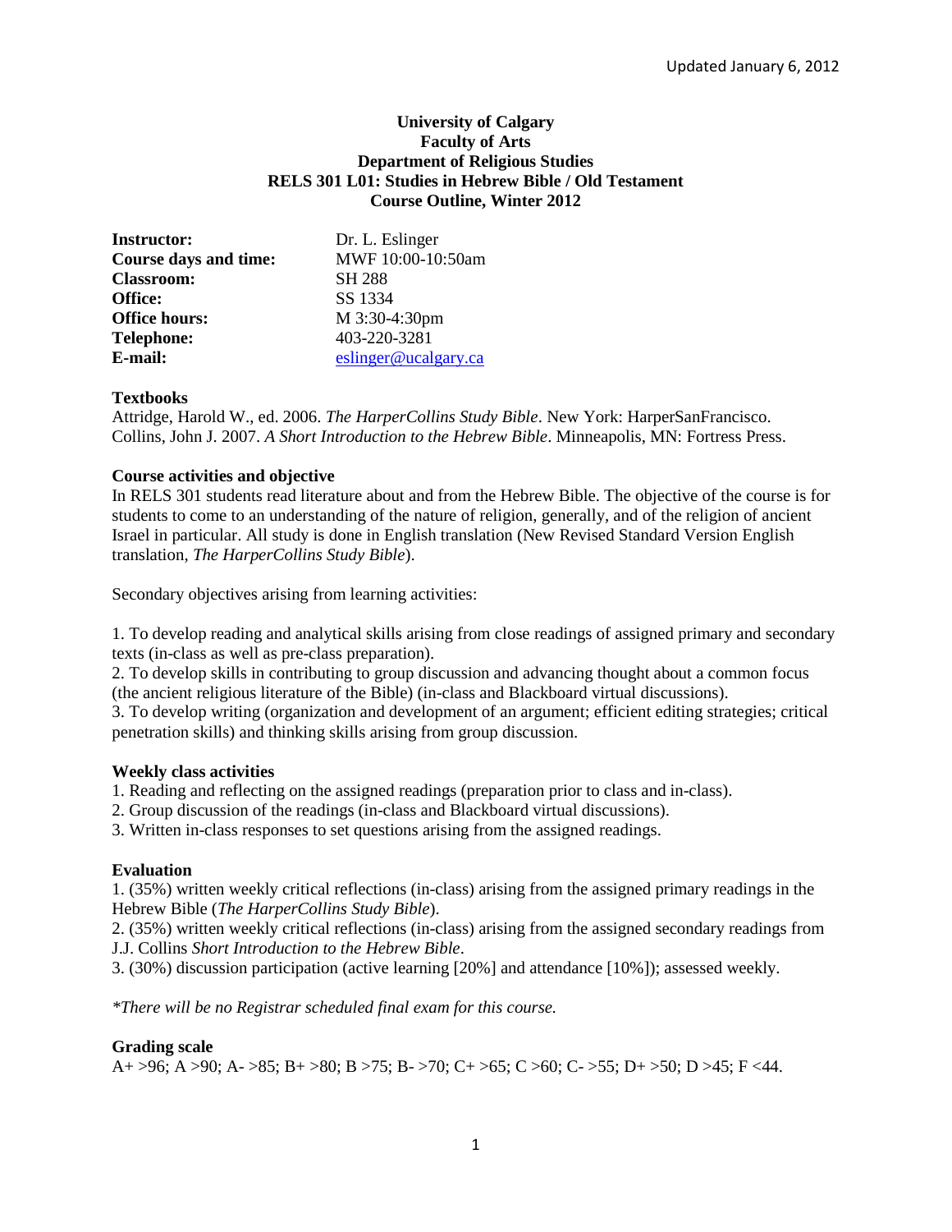Updated January 6, 2012

**University of Calgary**
**Faculty of Arts**
**Department of Religious Studies**
**RELS 301 L01: Studies in Hebrew Bible / Old Testament**
**Course Outline, Winter 2012**

| | |
|---|---|
| **Instructor:** | Dr. L. Eslinger |
| **Course days and time:** | MWF 10:00-10:50am |
| **Classroom:** | SH 288 |
| **Office:** | SS 1334 |
| **Office hours:** | M 3:30-4:30pm |
| **Telephone:** | 403-220-3281 |
| **E-mail:** | eslinger@ucalgary.ca |

**Textbooks**

Attridge, Harold W., ed. 2006. *The HarperCollins Study Bible*. New York: HarperSanFrancisco.
Collins, John J. 2007. *A Short Introduction to the Hebrew Bible*. Minneapolis, MN: Fortress Press.

**Course activities and objective**

In RELS 301 students read literature about and from the Hebrew Bible. The objective of the course is for students to come to an understanding of the nature of religion, generally, and of the religion of ancient Israel in particular. All study is done in English translation (New Revised Standard Version English translation, *The HarperCollins Study Bible*).

Secondary objectives arising from learning activities:

1. To develop reading and analytical skills arising from close readings of assigned primary and secondary texts (in-class as well as pre-class preparation).
2. To develop skills in contributing to group discussion and advancing thought about a common focus (the ancient religious literature of the Bible) (in-class and Blackboard virtual discussions).
3. To develop writing (organization and development of an argument; efficient editing strategies; critical penetration skills) and thinking skills arising from group discussion.

**Weekly class activities**

1. Reading and reflecting on the assigned readings (preparation prior to class and in-class).
2. Group discussion of the readings (in-class and Blackboard virtual discussions).
3. Written in-class responses to set questions arising from the assigned readings.

**Evaluation**

1. (35%) written weekly critical reflections (in-class) arising from the assigned primary readings in the Hebrew Bible (*The HarperCollins Study Bible*).
2. (35%) written weekly critical reflections (in-class) arising from the assigned secondary readings from J.J. Collins *Short Introduction to the Hebrew Bible*.
3. (30%) discussion participation (active learning [20%] and attendance [10%]); assessed weekly.

*\*There will be no Registrar scheduled final exam for this course.*

**Grading scale**

A+ >96; A >90; A- >85; B+ >80; B >75; B- >70; C+ >65; C >60; C- >55; D+ >50; D >45; F <44.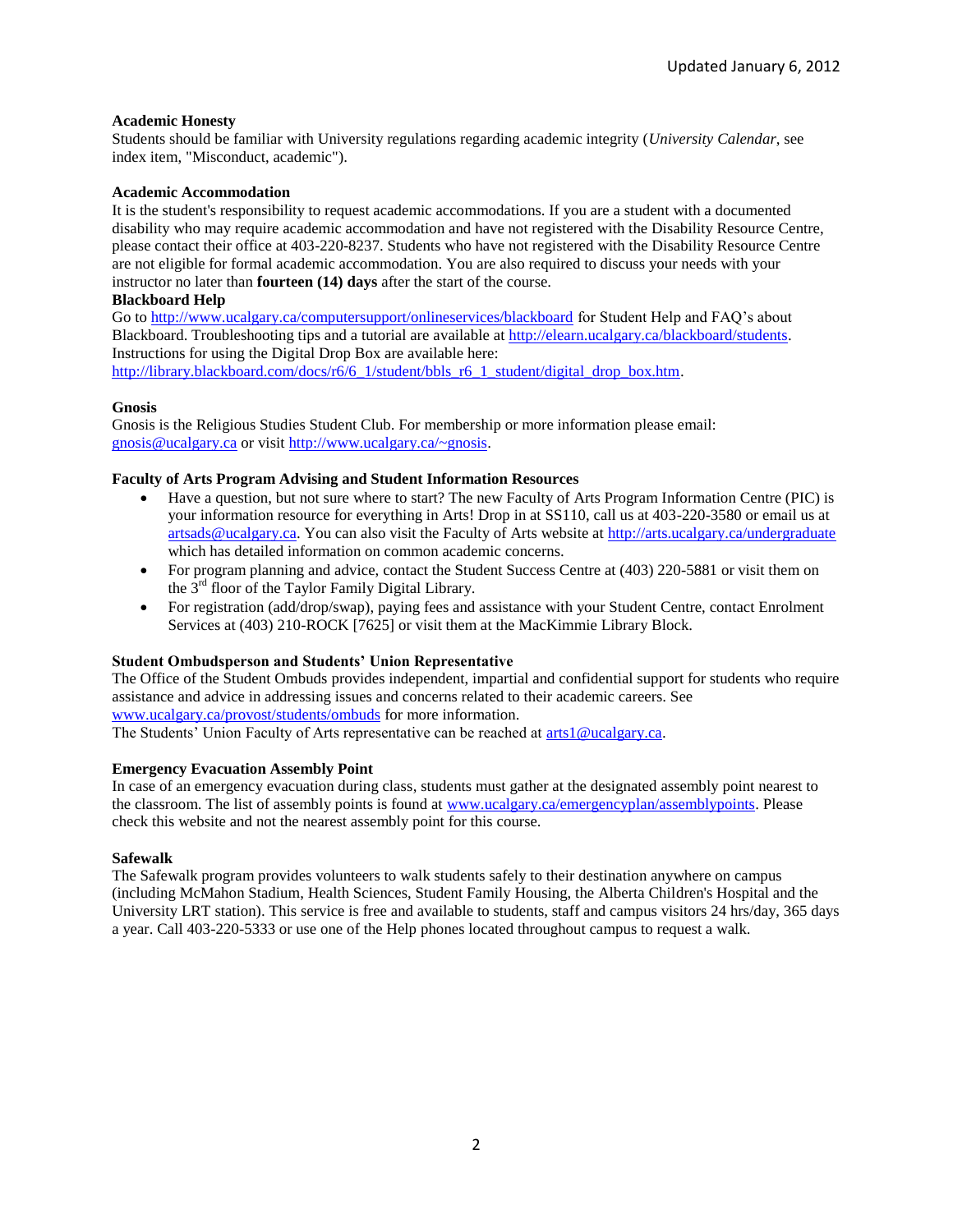**Academic Honesty**

Students should be familiar with University regulations regarding academic integrity (*University Calendar*, see index item, "Misconduct, academic").

**Academic Accommodation**

It is the student's responsibility to request academic accommodations. If you are a student with a documented disability who may require academic accommodation and have not registered with the Disability Resource Centre, please contact their office at 403-220-8237. Students who have not registered with the Disability Resource Centre are not eligible for formal academic accommodation. You are also required to discuss your needs with your instructor no later than **fourteen (14) days** after the start of the course.

**Blackboard Help**

Go to http://www.ucalgary.ca/computersupport/onlineservices/blackboard for Student Help and FAQ's about Blackboard. Troubleshooting tips and a tutorial are available at http://elearn.ucalgary.ca/blackboard/students. Instructions for using the Digital Drop Box are available here: http://library.blackboard.com/docs/r6/6_1/student/bbls_r6_1_student/digital_drop_box.htm.

**Gnosis**

Gnosis is the Religious Studies Student Club. For membership or more information please email: gnosis@ucalgary.ca or visit http://www.ucalgary.ca/~gnosis.

**Faculty of Arts Program Advising and Student Information Resources**

- Have a question, but not sure where to start? The new Faculty of Arts Program Information Centre (PIC) is your information resource for everything in Arts! Drop in at SS110, call us at 403-220-3580 or email us at artsads@ucalgary.ca. You can also visit the Faculty of Arts website at http://arts.ucalgary.ca/undergraduate which has detailed information on common academic concerns.
- For program planning and advice, contact the Student Success Centre at (403) 220-5881 or visit them on the 3rd floor of the Taylor Family Digital Library.
- For registration (add/drop/swap), paying fees and assistance with your Student Centre, contact Enrolment Services at (403) 210-ROCK [7625] or visit them at the MacKimmie Library Block.

**Student Ombudsperson and Students' Union Representative**

The Office of the Student Ombuds provides independent, impartial and confidential support for students who require assistance and advice in addressing issues and concerns related to their academic careers. See www.ucalgary.ca/provost/students/ombuds for more information.

The Students' Union Faculty of Arts representative can be reached at arts1@ucalgary.ca.

**Emergency Evacuation Assembly Point**

In case of an emergency evacuation during class, students must gather at the designated assembly point nearest to the classroom. The list of assembly points is found at www.ucalgary.ca/emergencyplan/assemblypoints. Please check this website and not the nearest assembly point for this course.

**Safewalk**

The Safewalk program provides volunteers to walk students safely to their destination anywhere on campus (including McMahon Stadium, Health Sciences, Student Family Housing, the Alberta Children's Hospital and the University LRT station). This service is free and available to students, staff and campus visitors 24 hrs/day, 365 days a year. Call 403-220-5333 or use one of the Help phones located throughout campus to request a walk.